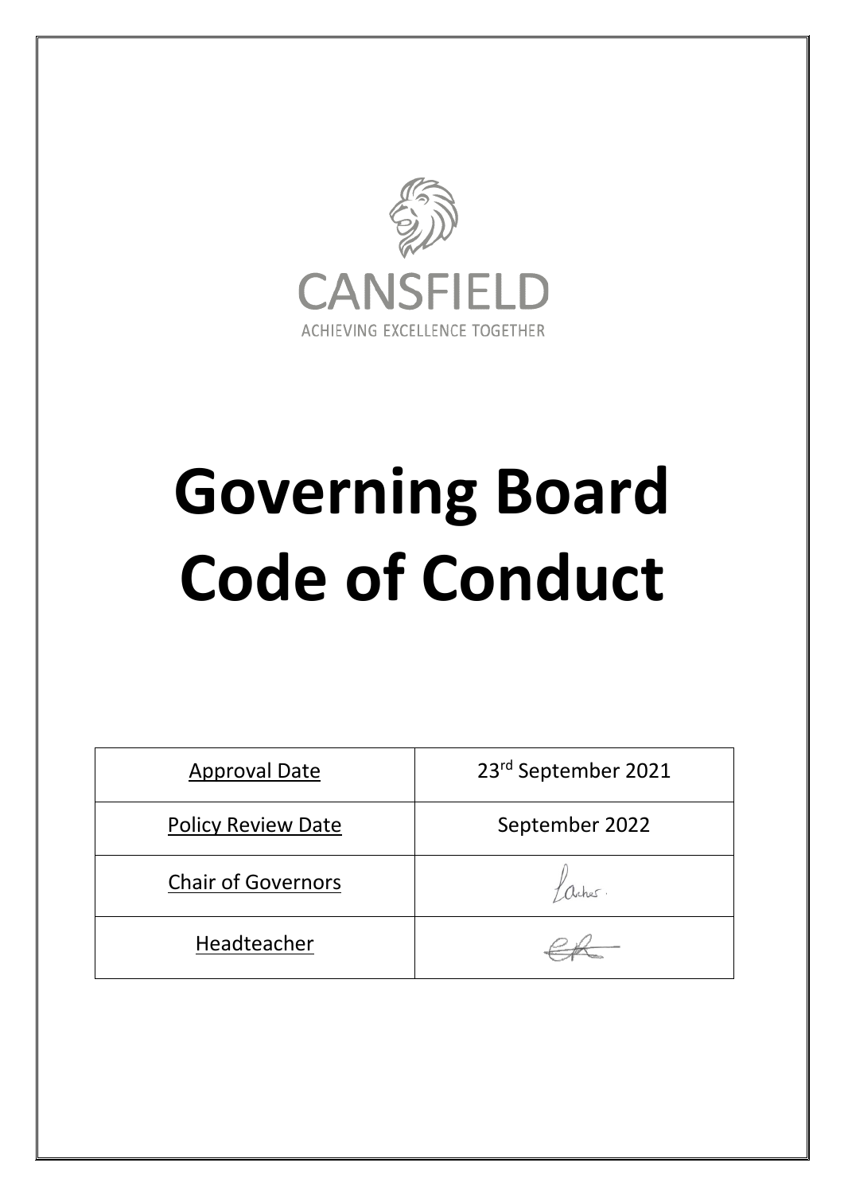CANSFIELD

ACHIEVING EXCELLENCE TOGETHER

# Governing Board Code of Conduct

| Approval Date | 23rd September 2021 |
| --- | --- |
| Policy Review Date | September 2022 |
| Chair of Governors | Archer. |
| Headteacher | |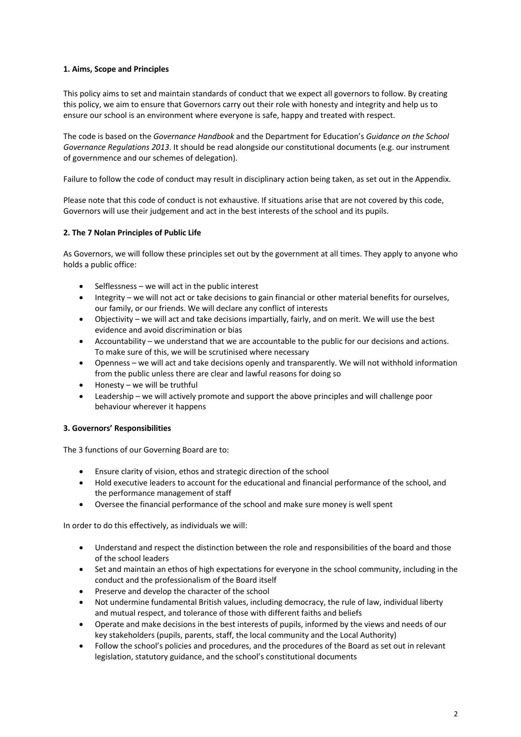**1. Aims, Scope and Principles**

This policy aims to set and maintain standards of conduct that we expect all governors to follow. By creating this policy, we aim to ensure that Governors carry out their role with honesty and integrity and help us to ensure our school is an environment where everyone is safe, happy and treated with respect.

The code is based on the *Governance Handbook* and the Department for Education's *Guidance on the School Governance Regulations 2013*. It should be read alongside our constitutional documents (e.g. our instrument of governmence and our schemes of delegation).

Failure to follow the code of conduct may result in disciplinary action being taken, as set out in the Appendix.

Please note that this code of conduct is not exhaustive. If situations arise that are not covered by this code, Governors will use their judgement and act in the best interests of the school and its pupils.

**2. The 7 Nolan Principles of Public Life**

As Governors, we will follow these principles set out by the government at all times. They apply to anyone who holds a public office:

- Selflessness – we will act in the public interest
- Integrity – we will not act or take decisions to gain financial or other material benefits for ourselves, our family, or our friends. We will declare any conflict of interests
- Objectivity – we will act and take decisions impartially, fairly, and on merit. We will use the best evidence and avoid discrimination or bias
- Accountability – we understand that we are accountable to the public for our decisions and actions. To make sure of this, we will be scrutinised where necessary
- Openness – we will act and take decisions openly and transparently. We will not withhold information from the public unless there are clear and lawful reasons for doing so
- Honesty – we will be truthful
- Leadership – we will actively promote and support the above principles and will challenge poor behaviour wherever it happens

**3. Governors' Responsibilities**

The 3 functions of our Governing Board are to:

- Ensure clarity of vision, ethos and strategic direction of the school
- Hold executive leaders to account for the educational and financial performance of the school, and the performance management of staff
- Oversee the financial performance of the school and make sure money is well spent

In order to do this effectively, as individuals we will:

- Understand and respect the distinction between the role and responsibilities of the board and those of the school leaders
- Set and maintain an ethos of high expectations for everyone in the school community, including in the conduct and the professionalism of the Board itself
- Preserve and develop the character of the school
- Not undermine fundamental British values, including democracy, the rule of law, individual liberty and mutual respect, and tolerance of those with different faiths and beliefs
- Operate and make decisions in the best interests of pupils, informed by the views and needs of our key stakeholders (pupils, parents, staff, the local community and the Local Authority)
- Follow the school's policies and procedures, and the procedures of the Board as set out in relevant legislation, statutory guidance, and the school's constitutional documents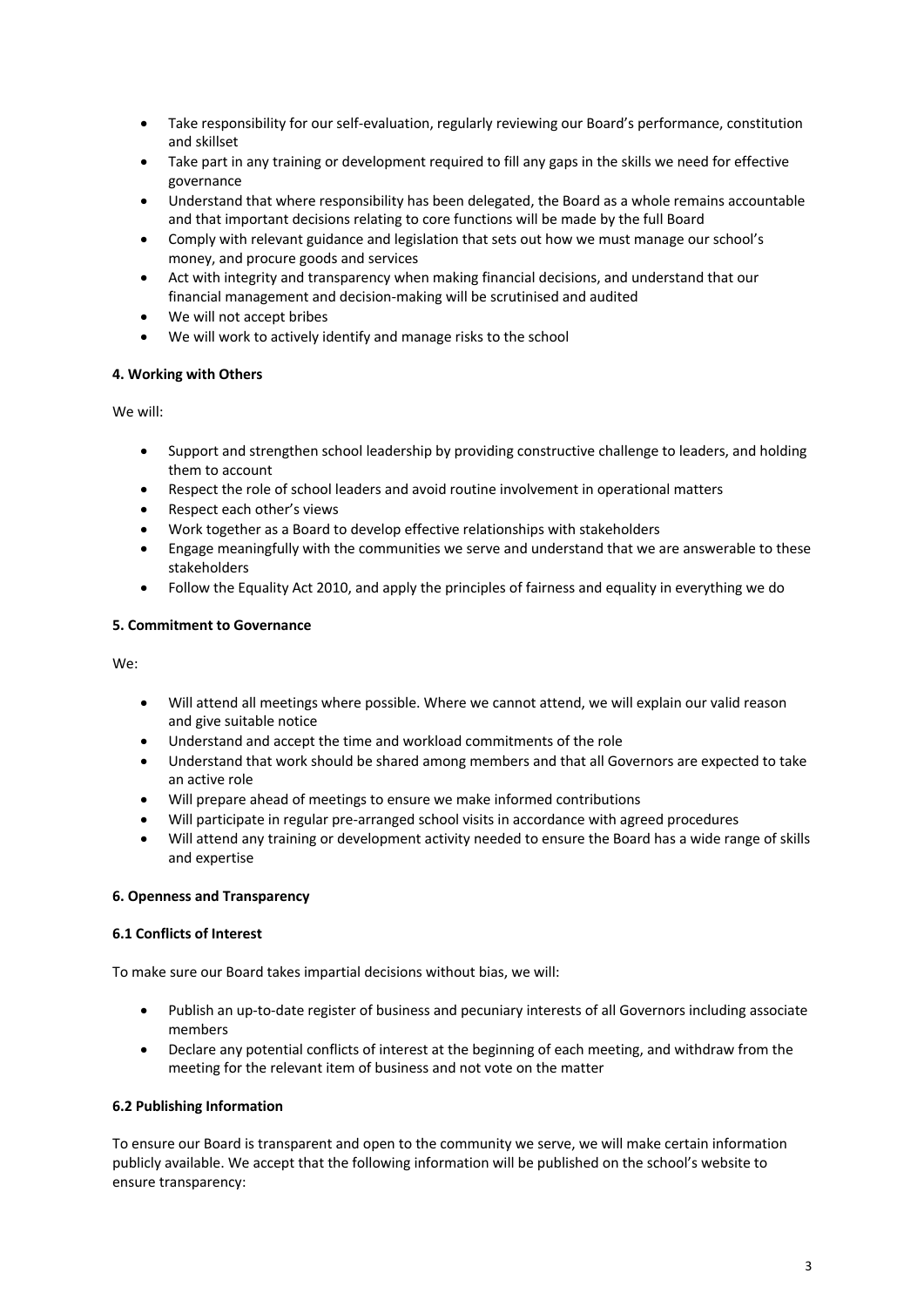- Take responsibility for our self-evaluation, regularly reviewing our Board's performance, constitution and skillset
- Take part in any training or development required to fill any gaps in the skills we need for effective governance
- Understand that where responsibility has been delegated, the Board as a whole remains accountable and that important decisions relating to core functions will be made by the full Board
- Comply with relevant guidance and legislation that sets out how we must manage our school's money, and procure goods and services
- Act with integrity and transparency when making financial decisions, and understand that our financial management and decision-making will be scrutinised and audited
- We will not accept bribes
- We will work to actively identify and manage risks to the school

**4. Working with Others**

We will:

- Support and strengthen school leadership by providing constructive challenge to leaders, and holding them to account
- Respect the role of school leaders and avoid routine involvement in operational matters
- Respect each other's views
- Work together as a Board to develop effective relationships with stakeholders
- Engage meaningfully with the communities we serve and understand that we are answerable to these stakeholders
- Follow the Equality Act 2010, and apply the principles of fairness and equality in everything we do

**5. Commitment to Governance**

We:

- Will attend all meetings where possible. Where we cannot attend, we will explain our valid reason and give suitable notice
- Understand and accept the time and workload commitments of the role
- Understand that work should be shared among members and that all Governors are expected to take an active role
- Will prepare ahead of meetings to ensure we make informed contributions
- Will participate in regular pre-arranged school visits in accordance with agreed procedures
- Will attend any training or development activity needed to ensure the Board has a wide range of skills and expertise

**6. Openness and Transparency**

**6.1 Conflicts of Interest**

To make sure our Board takes impartial decisions without bias, we will:

- Publish an up-to-date register of business and pecuniary interests of all Governors including associate members
- Declare any potential conflicts of interest at the beginning of each meeting, and withdraw from the meeting for the relevant item of business and not vote on the matter

**6.2 Publishing Information**

To ensure our Board is transparent and open to the community we serve, we will make certain information publicly available. We accept that the following information will be published on the school's website to ensure transparency: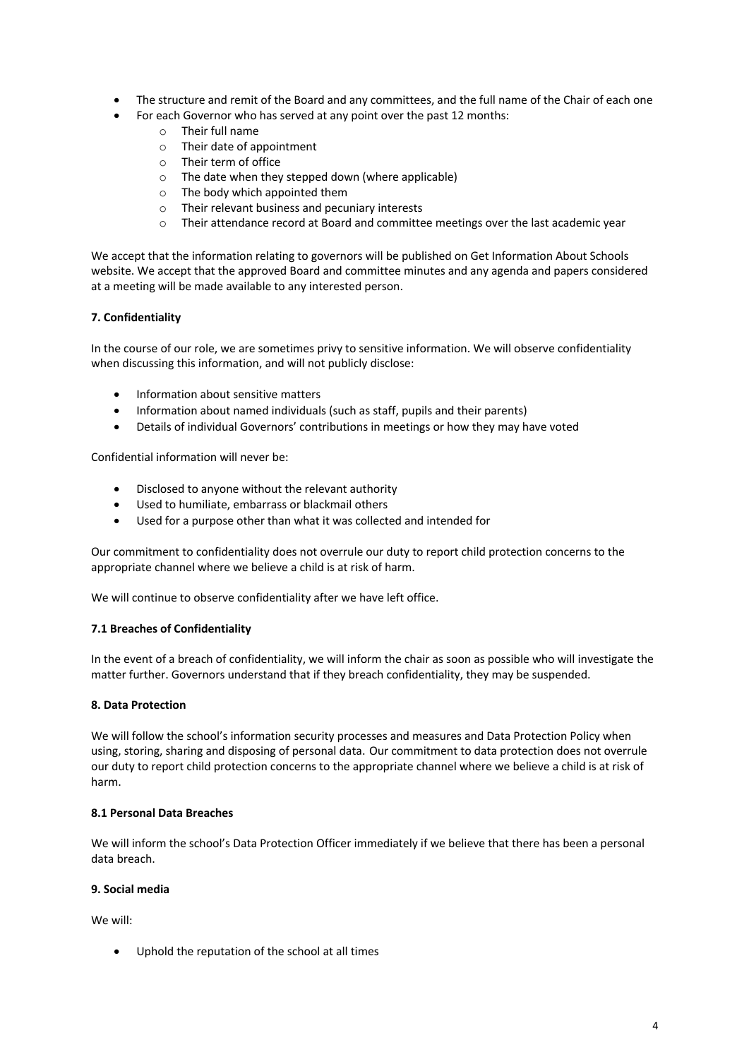- The structure and remit of the Board and any committees, and the full name of the Chair of each one
- For each Governor who has served at any point over the past 12 months:
    - Their full name
    - Their date of appointment
    - Their term of office
    - The date when they stepped down (where applicable)
    - The body which appointed them
    - Their relevant business and pecuniary interests
    - Their attendance record at Board and committee meetings over the last academic year

We accept that the information relating to governors will be published on Get Information About Schools website. We accept that the approved Board and committee minutes and any agenda and papers considered at a meeting will be made available to any interested person.

**7. Confidentiality**

In the course of our role, we are sometimes privy to sensitive information. We will observe confidentiality when discussing this information, and will not publicly disclose:

- Information about sensitive matters
- Information about named individuals (such as staff, pupils and their parents)
- Details of individual Governors' contributions in meetings or how they may have voted

Confidential information will never be:

- Disclosed to anyone without the relevant authority
- Used to humiliate, embarrass or blackmail others
- Used for a purpose other than what it was collected and intended for

Our commitment to confidentiality does not overrule our duty to report child protection concerns to the appropriate channel where we believe a child is at risk of harm.

We will continue to observe confidentiality after we have left office.

**7.1 Breaches of Confidentiality**

In the event of a breach of confidentiality, we will inform the chair as soon as possible who will investigate the matter further. Governors understand that if they breach confidentiality, they may be suspended.

**8. Data Protection**

We will follow the school's information security processes and measures and Data Protection Policy when using, storing, sharing and disposing of personal data. Our commitment to data protection does not overrule our duty to report child protection concerns to the appropriate channel where we believe a child is at risk of harm.

**8.1 Personal Data Breaches**

We will inform the school's Data Protection Officer immediately if we believe that there has been a personal data breach.

**9. Social media**

We will:

- Uphold the reputation of the school at all times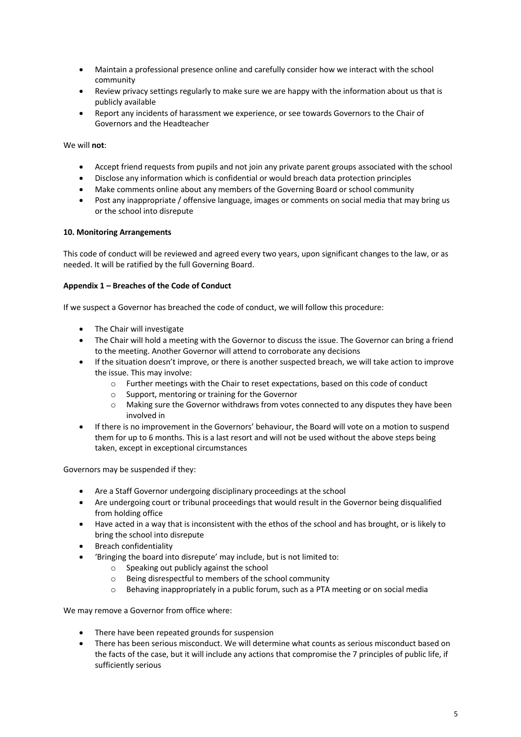- Maintain a professional presence online and carefully consider how we interact with the school community
- Review privacy settings regularly to make sure we are happy with the information about us that is publicly available
- Report any incidents of harassment we experience, or see towards Governors to the Chair of Governors and the Headteacher

We will **not**:

- Accept friend requests from pupils and not join any private parent groups associated with the school
- Disclose any information which is confidential or would breach data protection principles
- Make comments online about any members of the Governing Board or school community
- Post any inappropriate / offensive language, images or comments on social media that may bring us or the school into disrepute

**10. Monitoring Arrangements**

This code of conduct will be reviewed and agreed every two years, upon significant changes to the law, or as needed. It will be ratified by the full Governing Board.

**Appendix 1 – Breaches of the Code of Conduct**

If we suspect a Governor has breached the code of conduct, we will follow this procedure:

- The Chair will investigate
- The Chair will hold a meeting with the Governor to discuss the issue. The Governor can bring a friend to the meeting. Another Governor will attend to corroborate any decisions
- If the situation doesn't improve, or there is another suspected breach, we will take action to improve the issue. This may involve:
    - Further meetings with the Chair to reset expectations, based on this code of conduct
    - Support, mentoring or training for the Governor
    - Making sure the Governor withdraws from votes connected to any disputes they have been involved in
- If there is no improvement in the Governors' behaviour, the Board will vote on a motion to suspend them for up to 6 months. This is a last resort and will not be used without the above steps being taken, except in exceptional circumstances

Governors may be suspended if they:

- Are a Staff Governor undergoing disciplinary proceedings at the school
- Are undergoing court or tribunal proceedings that would result in the Governor being disqualified from holding office
- Have acted in a way that is inconsistent with the ethos of the school and has brought, or is likely to bring the school into disrepute
- Breach confidentiality
- 'Bringing the board into disrepute' may include, but is not limited to:
    - Speaking out publicly against the school
    - Being disrespectful to members of the school community
    - Behaving inappropriately in a public forum, such as a PTA meeting or on social media

We may remove a Governor from office where:

- There have been repeated grounds for suspension
- There has been serious misconduct. We will determine what counts as serious misconduct based on the facts of the case, but it will include any actions that compromise the 7 principles of public life, if sufficiently serious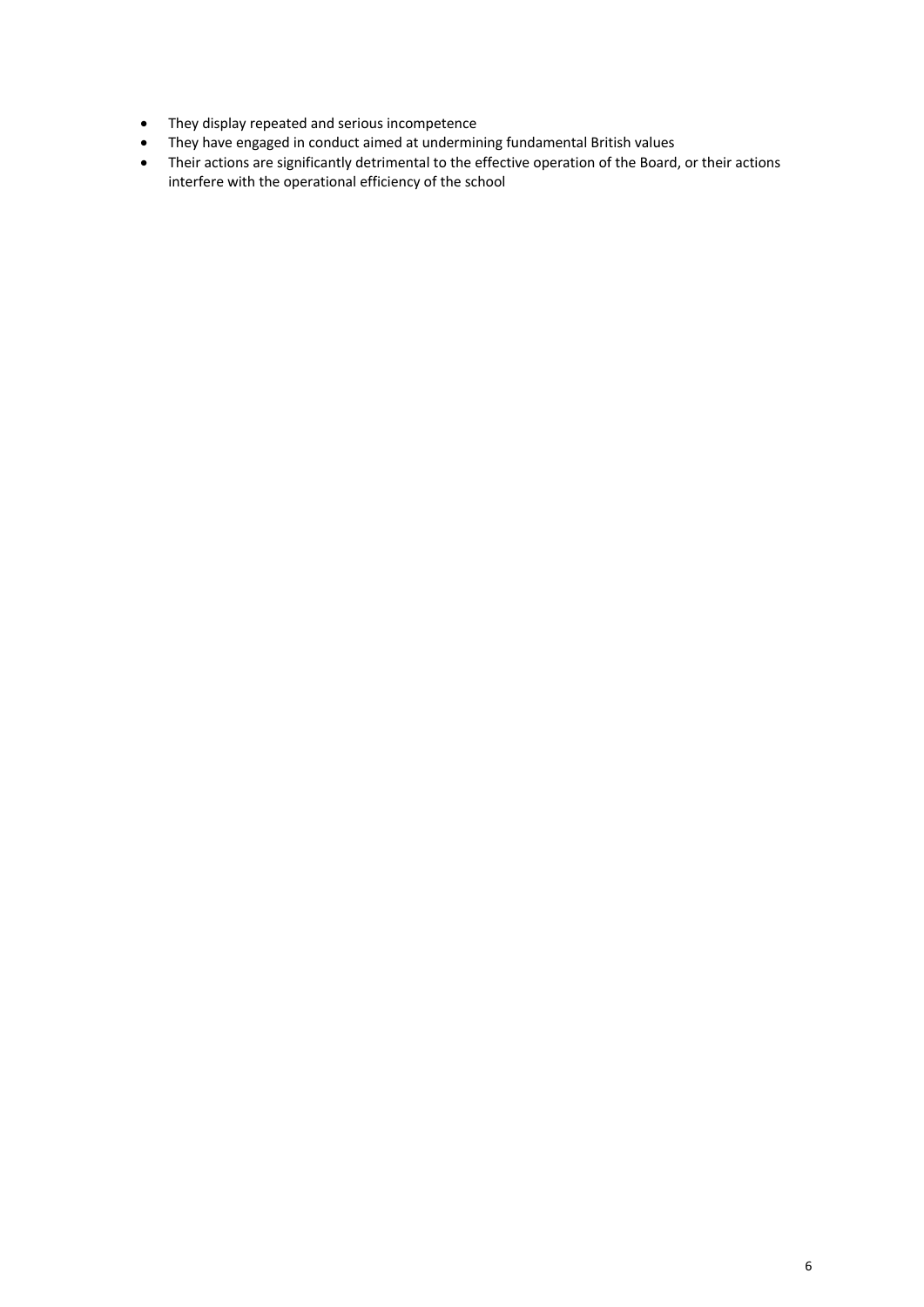- They display repeated and serious incompetence
- They have engaged in conduct aimed at undermining fundamental British values
- Their actions are significantly detrimental to the effective operation of the Board, or their actions interfere with the operational efficiency of the school